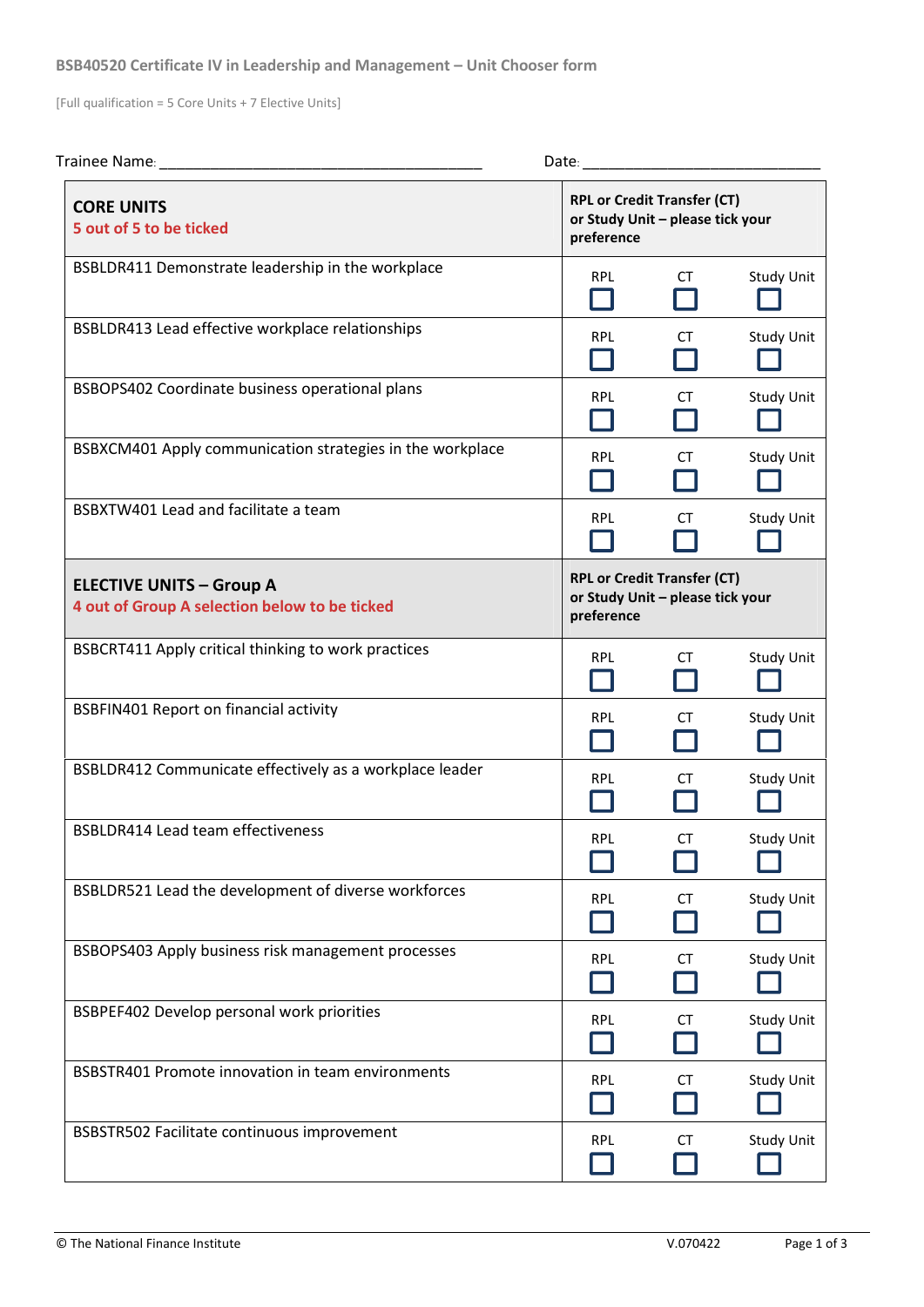# BSB40520 Certificate IV in Leadership and Management – Unit Chooser form

[Full qualification = 5 Core Units + 7 Elective Units]

Trainee Name: ______________________________________ Date: ____________________________

| **CORE UNITS** 5 out of 5 to be ticked | **RPL or Credit Transfer (CT) or Study Unit – please tick your preference** | | |
|---|---|---|---|
| BSBLDR411 Demonstrate leadership in the workplace | RPL ☐ | CT ☐ | Study Unit ☐ |
| BSBLDR413 Lead effective workplace relationships | RPL ☐ | CT ☐ | Study Unit ☐ |
| BSBOPS402 Coordinate business operational plans | RPL ☐ | CT ☐ | Study Unit ☐ |
| BSBXCM401 Apply communication strategies in the workplace | RPL ☐ | CT ☐ | Study Unit ☐ |
| BSBXTW401 Lead and facilitate a team | RPL ☐ | CT ☐ | Study Unit ☐ |
| **ELECTIVE UNITS – Group A** 4 out of Group A selection below to be ticked | **RPL or Credit Transfer (CT) or Study Unit – please tick your preference** | | |
| BSBCRT411 Apply critical thinking to work practices | RPL ☐ | CT ☐ | Study Unit ☐ |
| BSBFIN401 Report on financial activity | RPL ☐ | CT ☐ | Study Unit ☐ |
| BSBLDR412 Communicate effectively as a workplace leader | RPL ☐ | CT ☐ | Study Unit ☐ |
| BSBLDR414 Lead team effectiveness | RPL ☐ | CT ☐ | Study Unit ☐ |
| BSBLDR521 Lead the development of diverse workforces | RPL ☐ | CT ☐ | Study Unit ☐ |
| BSBOPS403 Apply business risk management processes | RPL ☐ | CT ☐ | Study Unit ☐ |
| BSBPEF402 Develop personal work priorities | RPL ☐ | CT ☐ | Study Unit ☐ |
| BSBSTR401 Promote innovation in team environments | RPL ☐ | CT ☐ | Study Unit ☐ |
| BSBSTR502 Facilitate continuous improvement | RPL ☐ | CT ☐ | Study Unit ☐ |

© The National Finance Institute V.070422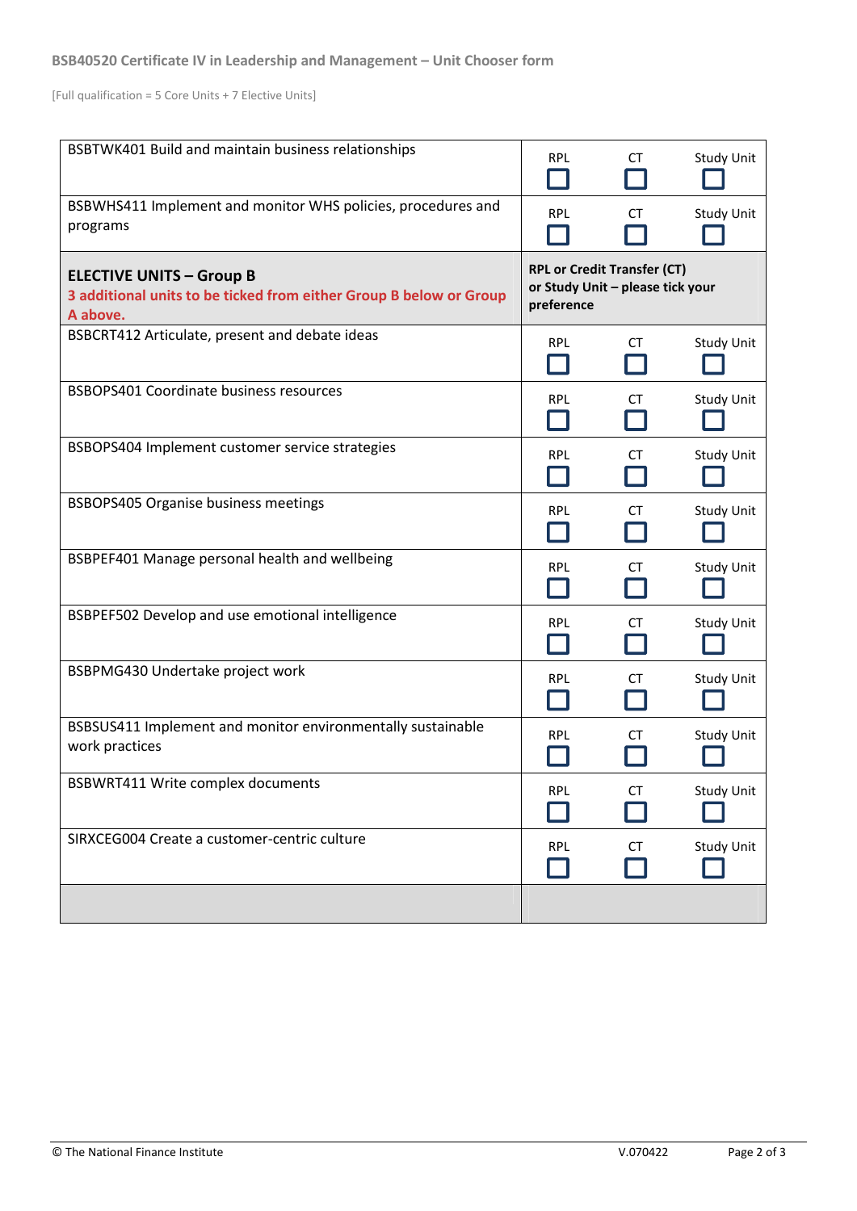BSB40520 Certificate IV in Leadership and Management – Unit Chooser form

[Full qualification = 5 Core Units + 7 Elective Units]

| Unit | RPL | CT | Study Unit |
|---|---|---|---|
| BSBTWK401 Build and maintain business relationships | ☐ | ☐ | ☐ |
| BSBWHS411 Implement and monitor WHS policies, procedures and programs | ☐ | ☐ | ☐ |
| **ELECTIVE UNITS – Group B** 3 additional units to be ticked from either Group B below or Group A above. | **RPL or Credit Transfer (CT) or Study Unit – please tick your preference** | | |
| BSBCRT412 Articulate, present and debate ideas | ☐ | ☐ | ☐ |
| BSBOPS401 Coordinate business resources | ☐ | ☐ | ☐ |
| BSBOPS404 Implement customer service strategies | ☐ | ☐ | ☐ |
| BSBOPS405 Organise business meetings | ☐ | ☐ | ☐ |
| BSBPEF401 Manage personal health and wellbeing | ☐ | ☐ | ☐ |
| BSBPEF502 Develop and use emotional intelligence | ☐ | ☐ | ☐ |
| BSBPMG430 Undertake project work | ☐ | ☐ | ☐ |
| BSBSUS411 Implement and monitor environmentally sustainable work practices | ☐ | ☐ | ☐ |
| BSBWRT411 Write complex documents | ☐ | ☐ | ☐ |
| SIRXCEG004 Create a customer-centric culture | ☐ | ☐ | ☐ |
| | | | |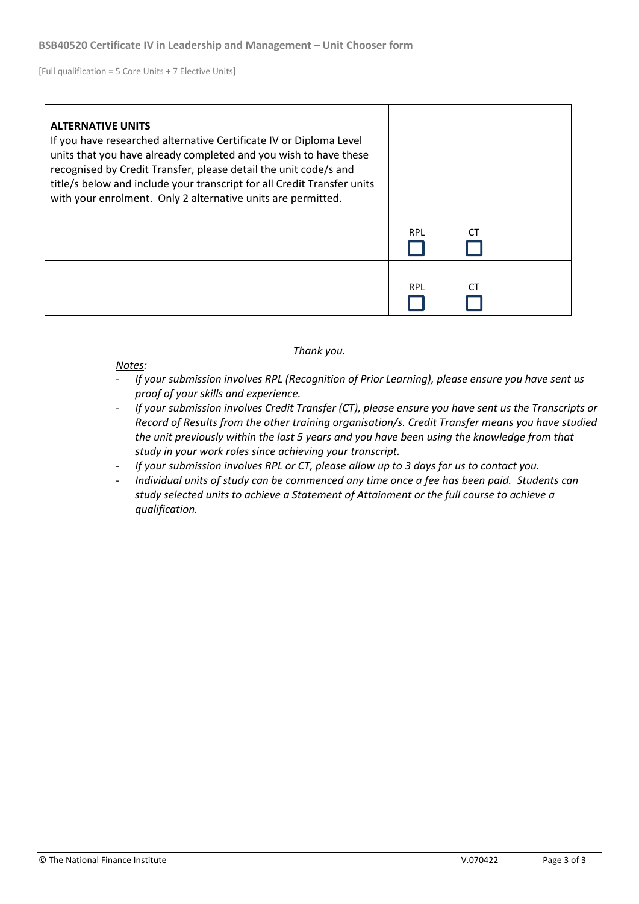**BSB40520 Certificate IV in Leadership and Management – Unit Chooser form**

[Full qualification = 5 Core Units + 7 Elective Units]

| | |
|---|---|
| **ALTERNATIVE UNITS**<br>If you have researched alternative Certificate IV or Diploma Level units that you have already completed and you wish to have these recognised by Credit Transfer, please detail the unit code/s and title/s below and include your transcript for all Credit Transfer units with your enrolment. Only 2 alternative units are permitted. | |
| | RPL ☐ CT ☐ |
| | RPL ☐ CT ☐ |

*Thank you.*

*Notes:*

- *If your submission involves RPL (Recognition of Prior Learning), please ensure you have sent us proof of your skills and experience.*
- *If your submission involves Credit Transfer (CT), please ensure you have sent us the Transcripts or Record of Results from the other training organisation/s. Credit Transfer means you have studied the unit previously within the last 5 years and you have been using the knowledge from that study in your work roles since achieving your transcript.*
- *If your submission involves RPL or CT, please allow up to 3 days for us to contact you.*
- *Individual units of study can be commenced any time once a fee has been paid. Students can study selected units to achieve a Statement of Attainment or the full course to achieve a qualification.*

© The National Finance Institute V.070422